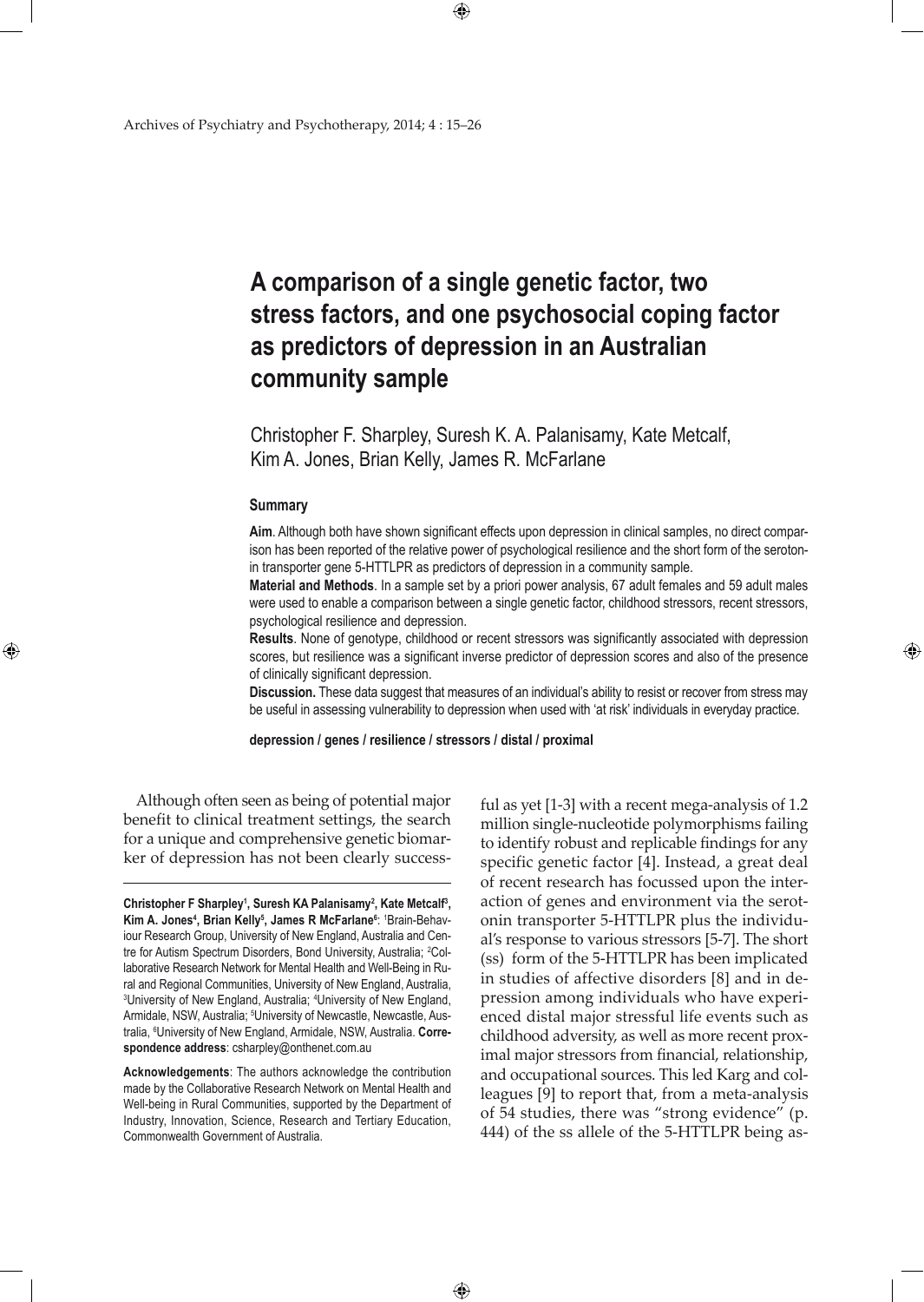# A comparison of a single genetic factor, two stress factors, and one psychosocial coping factor as predictors of depression in an Australian community sample

Christopher F. Sharpley, Suresh K. A. Palanisamy, Kate Metcalf, Kim A. Jones, Brian Kelly, James R. McFarlane

## Summary

**Aim**. Although both have shown significant effects upon depression in clinical samples, no direct comparison has been reported of the relative power of psychological resilience and the short form of the serotonin transporter gene 5-HTTLPR as predictors of depression in a community sample.

**Material and Methods**. In a sample set by a priori power analysis, 67 adult females and 59 adult males were used to enable a comparison between a single genetic factor, childhood stressors, recent stressors, psychological resilience and depression.

**Results**. None of genotype, childhood or recent stressors was significantly associated with depression scores, but resilience was a significant inverse predictor of depression scores and also of the presence of clinically significant depression.

**Discussion.** These data suggest that measures of an individual's ability to resist or recover from stress may be useful in assessing vulnerability to depression when used with 'at risk' individuals in everyday practice.

**depression / genes / resilience / stressors / distal / proximal**

---

**Christopher F Sharpley[1], Suresh KA Palanisamy[2], Kate Metcalf[3], Kim A. Jones[4], Brian Kelly[5], James R McFarlane[6]**: [1]Brain-Behaviour Research Group, University of New England, Australia and Centre for Autism Spectrum Disorders, Bond University, Australia; [2]Collaborative Research Network for Mental Health and Well-Being in Rural and Regional Communities, University of New England, Australia, [3]University of New England, Australia; [4]University of New England, Armidale, NSW, Australia; [5]University of Newcastle, Newcastle, Australia, [6]University of New England, Armidale, NSW, Australia. **Correspondence address**: csharpley@onthenet.com.au

**Acknowledgements**: The authors acknowledge the contribution made by the Collaborative Research Network on Mental Health and Well-being in Rural Communities, supported by the Department of Industry, Innovation, Science, Research and Tertiary Education, Commonwealth Government of Australia.

---

Although often seen as being of potential major benefit to clinical treatment settings, the search for a unique and comprehensive genetic biomarker of depression has not been clearly successful as yet [1-3] with a recent mega-analysis of 1.2 million single-nucleotide polymorphisms failing to identify robust and replicable findings for any specific genetic factor [4]. Instead, a great deal of recent research has focussed upon the interaction of genes and environment via the serotonin transporter 5-HTTLPR plus the individual's response to various stressors [5-7]. The short (ss) form of the 5-HTTLPR has been implicated in studies of affective disorders [8] and in depression among individuals who have experienced distal major stressful life events such as childhood adversity, as well as more recent proximal major stressors from financial, relationship, and occupational sources. This led Karg and colleagues [9] to report that, from a meta-analysis of 54 studies, there was "strong evidence" (p. 444) of the ss allele of the 5-HTTLPR being as-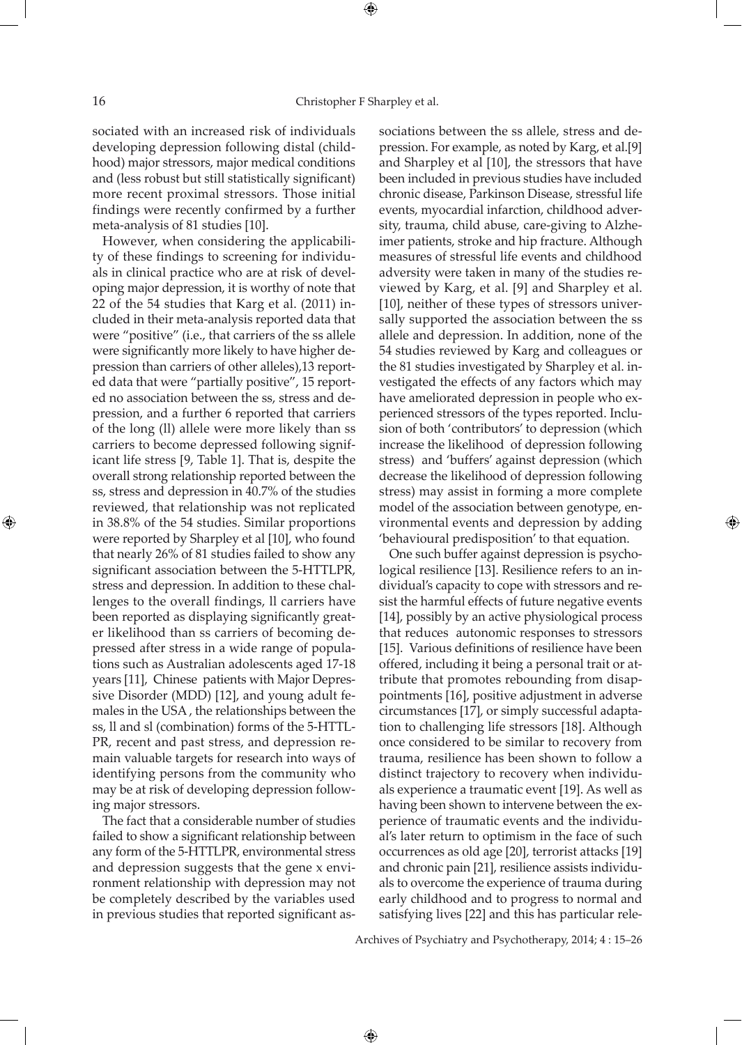sociated with an increased risk of individuals developing depression following distal (childhood) major stressors, major medical conditions and (less robust but still statistically significant) more recent proximal stressors. Those initial findings were recently confirmed by a further meta-analysis of 81 studies [10].

However, when considering the applicability of these findings to screening for individuals in clinical practice who are at risk of developing major depression, it is worthy of note that 22 of the 54 studies that Karg et al. (2011) included in their meta-analysis reported data that were "positive" (i.e., that carriers of the ss allele were significantly more likely to have higher depression than carriers of other alleles),13 reported data that were "partially positive", 15 reported no association between the ss, stress and depression, and a further 6 reported that carriers of the long (ll) allele were more likely than ss carriers to become depressed following significant life stress [9, Table 1]. That is, despite the overall strong relationship reported between the ss, stress and depression in 40.7% of the studies reviewed, that relationship was not replicated in 38.8% of the 54 studies. Similar proportions were reported by Sharpley et al [10], who found that nearly 26% of 81 studies failed to show any significant association between the 5-HTTLPR, stress and depression. In addition to these challenges to the overall findings, ll carriers have been reported as displaying significantly greater likelihood than ss carriers of becoming depressed after stress in a wide range of populations such as Australian adolescents aged 17-18 years [11], Chinese patients with Major Depressive Disorder (MDD) [12], and young adult females in the USA , the relationships between the ss, ll and sl (combination) forms of the 5-HTTLPR, recent and past stress, and depression remain valuable targets for research into ways of identifying persons from the community who may be at risk of developing depression following major stressors.

The fact that a considerable number of studies failed to show a significant relationship between any form of the 5-HTTLPR, environmental stress and depression suggests that the gene x environment relationship with depression may not be completely described by the variables used in previous studies that reported significant associations between the ss allele, stress and depression. For example, as noted by Karg, et al.[9] and Sharpley et al [10], the stressors that have been included in previous studies have included chronic disease, Parkinson Disease, stressful life events, myocardial infarction, childhood adversity, trauma, child abuse, care-giving to Alzheimer patients, stroke and hip fracture. Although measures of stressful life events and childhood adversity were taken in many of the studies reviewed by Karg, et al. [9] and Sharpley et al. [10], neither of these types of stressors universally supported the association between the ss allele and depression. In addition, none of the 54 studies reviewed by Karg and colleagues or the 81 studies investigated by Sharpley et al. investigated the effects of any factors which may have ameliorated depression in people who experienced stressors of the types reported. Inclusion of both 'contributors' to depression (which increase the likelihood of depression following stress) and 'buffers' against depression (which decrease the likelihood of depression following stress) may assist in forming a more complete model of the association between genotype, environmental events and depression by adding 'behavioural predisposition' to that equation.

One such buffer against depression is psychological resilience [13]. Resilience refers to an individual's capacity to cope with stressors and resist the harmful effects of future negative events [14], possibly by an active physiological process that reduces autonomic responses to stressors [15]. Various definitions of resilience have been offered, including it being a personal trait or attribute that promotes rebounding from disappointments [16], positive adjustment in adverse circumstances [17], or simply successful adaptation to challenging life stressors [18]. Although once considered to be similar to recovery from trauma, resilience has been shown to follow a distinct trajectory to recovery when individuals experience a traumatic event [19]. As well as having been shown to intervene between the experience of traumatic events and the individual's later return to optimism in the face of such occurrences as old age [20], terrorist attacks [19] and chronic pain [21], resilience assists individuals to overcome the experience of trauma during early childhood and to progress to normal and satisfying lives [22] and this has particular rele-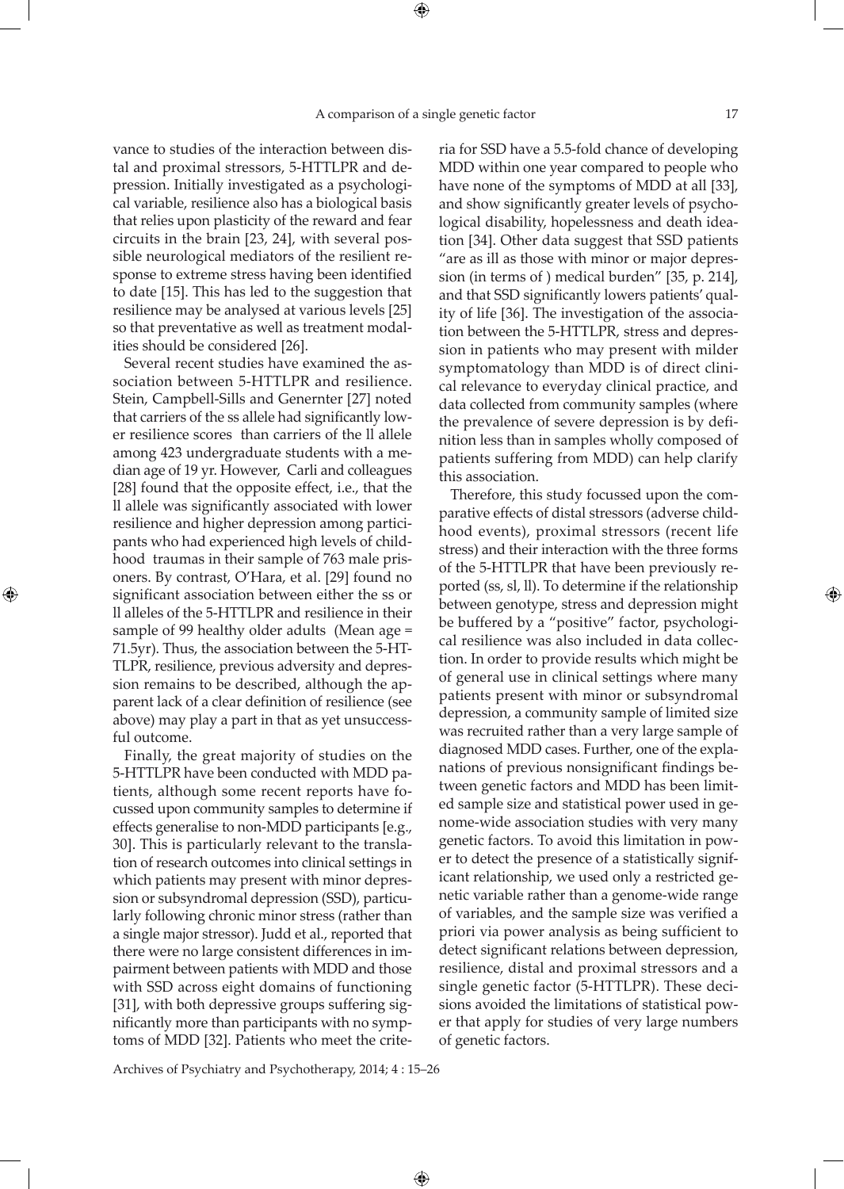vance to studies of the interaction between distal and proximal stressors, 5-HTTLPR and depression. Initially investigated as a psychological variable, resilience also has a biological basis that relies upon plasticity of the reward and fear circuits in the brain [23, 24], with several possible neurological mediators of the resilient response to extreme stress having been identified to date [15]. This has led to the suggestion that resilience may be analysed at various levels [25] so that preventative as well as treatment modalities should be considered [26].

Several recent studies have examined the association between 5-HTTLPR and resilience. Stein, Campbell-Sills and Genernter [27] noted that carriers of the ss allele had significantly lower resilience scores than carriers of the ll allele among 423 undergraduate students with a median age of 19 yr. However, Carli and colleagues [28] found that the opposite effect, i.e., that the ll allele was significantly associated with lower resilience and higher depression among participants who had experienced high levels of childhood traumas in their sample of 763 male prisoners. By contrast, O'Hara, et al. [29] found no significant association between either the ss or ll alleles of the 5-HTTLPR and resilience in their sample of 99 healthy older adults (Mean age = 71.5yr). Thus, the association between the 5-HTTLPR, resilience, previous adversity and depression remains to be described, although the apparent lack of a clear definition of resilience (see above) may play a part in that as yet unsuccessful outcome.

Finally, the great majority of studies on the 5-HTTLPR have been conducted with MDD patients, although some recent reports have focussed upon community samples to determine if effects generalise to non-MDD participants [e.g., 30]. This is particularly relevant to the translation of research outcomes into clinical settings in which patients may present with minor depression or subsyndromal depression (SSD), particularly following chronic minor stress (rather than a single major stressor). Judd et al., reported that there were no large consistent differences in impairment between patients with MDD and those with SSD across eight domains of functioning [31], with both depressive groups suffering significantly more than participants with no symptoms of MDD [32]. Patients who meet the criteria for SSD have a 5.5-fold chance of developing MDD within one year compared to people who have none of the symptoms of MDD at all [33], and show significantly greater levels of psychological disability, hopelessness and death ideation [34]. Other data suggest that SSD patients "are as ill as those with minor or major depression (in terms of ) medical burden" [35, p. 214], and that SSD significantly lowers patients' quality of life [36]. The investigation of the association between the 5-HTTLPR, stress and depression in patients who may present with milder symptomatology than MDD is of direct clinical relevance to everyday clinical practice, and data collected from community samples (where the prevalence of severe depression is by definition less than in samples wholly composed of patients suffering from MDD) can help clarify this association.

Therefore, this study focussed upon the comparative effects of distal stressors (adverse childhood events), proximal stressors (recent life stress) and their interaction with the three forms of the 5-HTTLPR that have been previously reported (ss, sl, ll). To determine if the relationship between genotype, stress and depression might be buffered by a "positive" factor, psychological resilience was also included in data collection. In order to provide results which might be of general use in clinical settings where many patients present with minor or subsyndromal depression, a community sample of limited size was recruited rather than a very large sample of diagnosed MDD cases. Further, one of the explanations of previous nonsignificant findings between genetic factors and MDD has been limited sample size and statistical power used in genome-wide association studies with very many genetic factors. To avoid this limitation in power to detect the presence of a statistically significant relationship, we used only a restricted genetic variable rather than a genome-wide range of variables, and the sample size was verified a priori via power analysis as being sufficient to detect significant relations between depression, resilience, distal and proximal stressors and a single genetic factor (5-HTTLPR). These decisions avoided the limitations of statistical power that apply for studies of very large numbers of genetic factors.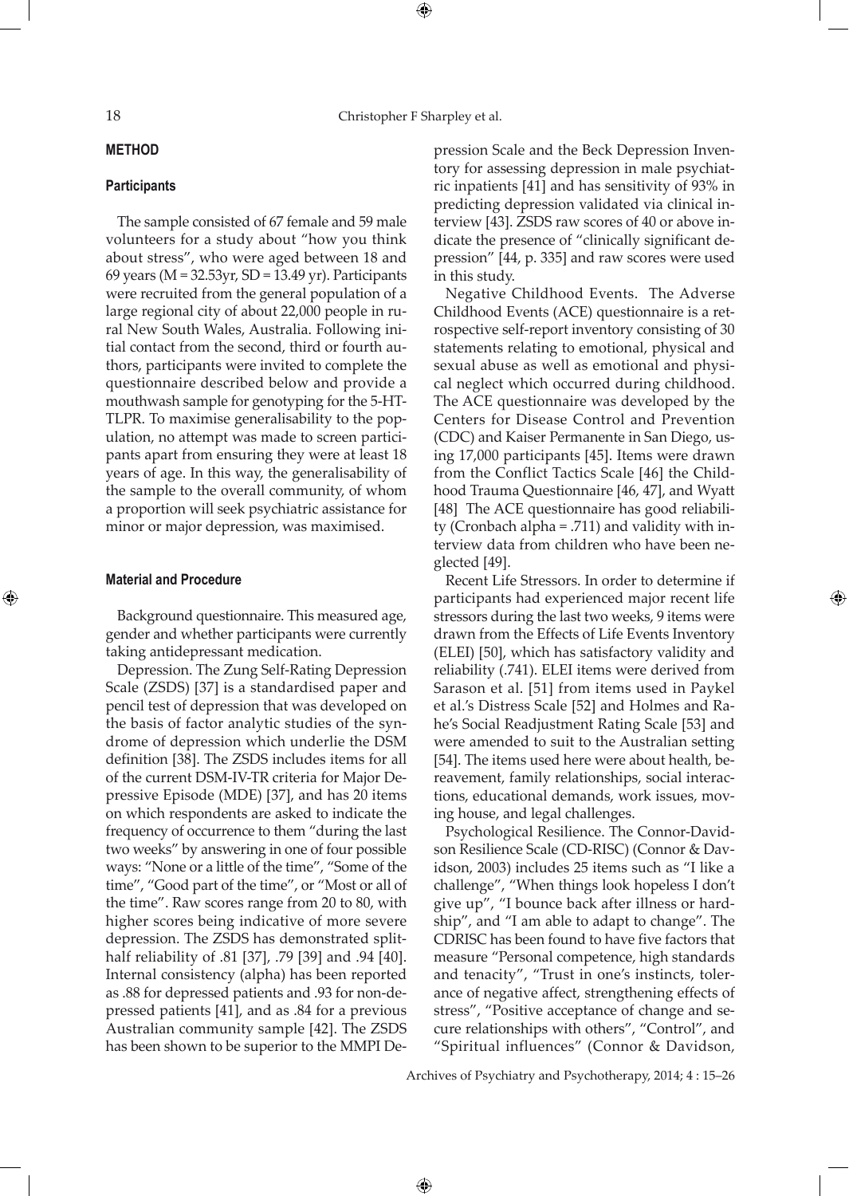## METHOD

### Participants

The sample consisted of 67 female and 59 male volunteers for a study about "how you think about stress", who were aged between 18 and 69 years (M = 32.53yr, SD = 13.49 yr). Participants were recruited from the general population of a large regional city of about 22,000 people in rural New South Wales, Australia. Following initial contact from the second, third or fourth authors, participants were invited to complete the questionnaire described below and provide a mouthwash sample for genotyping for the 5-HT-TLPR. To maximise generalisability to the population, no attempt was made to screen participants apart from ensuring they were at least 18 years of age. In this way, the generalisability of the sample to the overall community, of whom a proportion will seek psychiatric assistance for minor or major depression, was maximised.

### Material and Procedure

Background questionnaire. This measured age, gender and whether participants were currently taking antidepressant medication.

Depression. The Zung Self-Rating Depression Scale (ZSDS) [37] is a standardised paper and pencil test of depression that was developed on the basis of factor analytic studies of the syndrome of depression which underlie the DSM definition [38]. The ZSDS includes items for all of the current DSM-IV-TR criteria for Major Depressive Episode (MDE) [37], and has 20 items on which respondents are asked to indicate the frequency of occurrence to them "during the last two weeks" by answering in one of four possible ways: "None or a little of the time", "Some of the time", "Good part of the time", or "Most or all of the time". Raw scores range from 20 to 80, with higher scores being indicative of more severe depression. The ZSDS has demonstrated split-half reliability of .81 [37], .79 [39] and .94 [40]. Internal consistency (alpha) has been reported as .88 for depressed patients and .93 for non-depressed patients [41], and as .84 for a previous Australian community sample [42]. The ZSDS has been shown to be superior to the MMPI Depression Scale and the Beck Depression Inventory for assessing depression in male psychiatric inpatients [41] and has sensitivity of 93% in predicting depression validated via clinical interview [43]. ZSDS raw scores of 40 or above indicate the presence of "clinically significant depression" [44, p. 335] and raw scores were used in this study.

Negative Childhood Events. The Adverse Childhood Events (ACE) questionnaire is a retrospective self-report inventory consisting of 30 statements relating to emotional, physical and sexual abuse as well as emotional and physical neglect which occurred during childhood. The ACE questionnaire was developed by the Centers for Disease Control and Prevention (CDC) and Kaiser Permanente in San Diego, using 17,000 participants [45]. Items were drawn from the Conflict Tactics Scale [46] the Childhood Trauma Questionnaire [46, 47], and Wyatt [48] The ACE questionnaire has good reliability (Cronbach alpha = .711) and validity with interview data from children who have been neglected [49].

Recent Life Stressors. In order to determine if participants had experienced major recent life stressors during the last two weeks, 9 items were drawn from the Effects of Life Events Inventory (ELEI) [50], which has satisfactory validity and reliability (.741). ELEI items were derived from Sarason et al. [51] from items used in Paykel et al.'s Distress Scale [52] and Holmes and Rahe's Social Readjustment Rating Scale [53] and were amended to suit to the Australian setting [54]. The items used here were about health, bereavement, family relationships, social interactions, educational demands, work issues, moving house, and legal challenges.

Psychological Resilience. The Connor-Davidson Resilience Scale (CD-RISC) (Connor & Davidson, 2003) includes 25 items such as "I like a challenge", "When things look hopeless I don't give up", "I bounce back after illness or hardship", and "I am able to adapt to change". The CDRISC has been found to have five factors that measure "Personal competence, high standards and tenacity", "Trust in one's instincts, tolerance of negative affect, strengthening effects of stress", "Positive acceptance of change and secure relationships with others", "Control", and "Spiritual influences" (Connor & Davidson,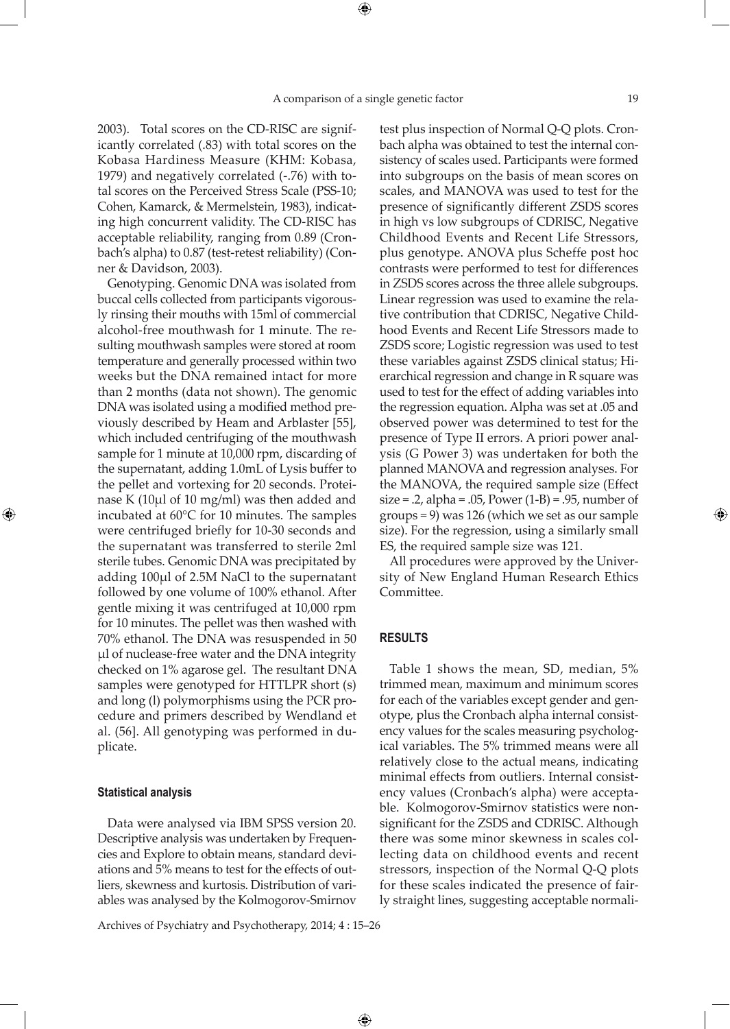2003). Total scores on the CD-RISC are significantly correlated (.83) with total scores on the Kobasa Hardiness Measure (KHM: Kobasa, 1979) and negatively correlated (-.76) with total scores on the Perceived Stress Scale (PSS-10; Cohen, Kamarck, & Mermelstein, 1983), indicating high concurrent validity. The CD-RISC has acceptable reliability, ranging from 0.89 (Cronbach's alpha) to 0.87 (test-retest reliability) (Conner & Davidson, 2003).

Genotyping. Genomic DNA was isolated from buccal cells collected from participants vigorously rinsing their mouths with 15ml of commercial alcohol-free mouthwash for 1 minute. The resulting mouthwash samples were stored at room temperature and generally processed within two weeks but the DNA remained intact for more than 2 months (data not shown). The genomic DNA was isolated using a modified method previously described by Heam and Arblaster [55], which included centrifuging of the mouthwash sample for 1 minute at 10,000 rpm, discarding of the supernatant, adding 1.0mL of Lysis buffer to the pellet and vortexing for 20 seconds. Proteinase K (10μl of 10 mg/ml) was then added and incubated at 60°C for 10 minutes. The samples were centrifuged briefly for 10-30 seconds and the supernatant was transferred to sterile 2ml sterile tubes. Genomic DNA was precipitated by adding 100μl of 2.5M NaCl to the supernatant followed by one volume of 100% ethanol. After gentle mixing it was centrifuged at 10,000 rpm for 10 minutes. The pellet was then washed with 70% ethanol. The DNA was resuspended in 50 μl of nuclease-free water and the DNA integrity checked on 1% agarose gel. The resultant DNA samples were genotyped for HTTLPR short (s) and long (l) polymorphisms using the PCR procedure and primers described by Wendland et al. (56]. All genotyping was performed in duplicate.

### Statistical analysis

Data were analysed via IBM SPSS version 20. Descriptive analysis was undertaken by Frequencies and Explore to obtain means, standard deviations and 5% means to test for the effects of outliers, skewness and kurtosis. Distribution of variables was analysed by the Kolmogorov-Smirnov test plus inspection of Normal Q-Q plots. Cronbach alpha was obtained to test the internal consistency of scales used. Participants were formed into subgroups on the basis of mean scores on scales, and MANOVA was used to test for the presence of significantly different ZSDS scores in high vs low subgroups of CDRISC, Negative Childhood Events and Recent Life Stressors, plus genotype. ANOVA plus Scheffe post hoc contrasts were performed to test for differences in ZSDS scores across the three allele subgroups. Linear regression was used to examine the relative contribution that CDRISC, Negative Childhood Events and Recent Life Stressors made to ZSDS score; Logistic regression was used to test these variables against ZSDS clinical status; Hierarchical regression and change in R square was used to test for the effect of adding variables into the regression equation. Alpha was set at .05 and observed power was determined to test for the presence of Type II errors. A priori power analysis (G Power 3) was undertaken for both the planned MANOVA and regression analyses. For the MANOVA, the required sample size (Effect size = .2, alpha = .05, Power (1-B) = .95, number of groups = 9) was 126 (which we set as our sample size). For the regression, using a similarly small ES, the required sample size was 121.

All procedures were approved by the University of New England Human Research Ethics Committee.

## RESULTS

Table 1 shows the mean, SD, median, 5% trimmed mean, maximum and minimum scores for each of the variables except gender and genotype, plus the Cronbach alpha internal consistency values for the scales measuring psychological variables. The 5% trimmed means were all relatively close to the actual means, indicating minimal effects from outliers. Internal consistency values (Cronbach's alpha) were acceptable. Kolmogorov-Smirnov statistics were nonsignificant for the ZSDS and CDRISC. Although there was some minor skewness in scales collecting data on childhood events and recent stressors, inspection of the Normal Q-Q plots for these scales indicated the presence of fairly straight lines, suggesting acceptable normali-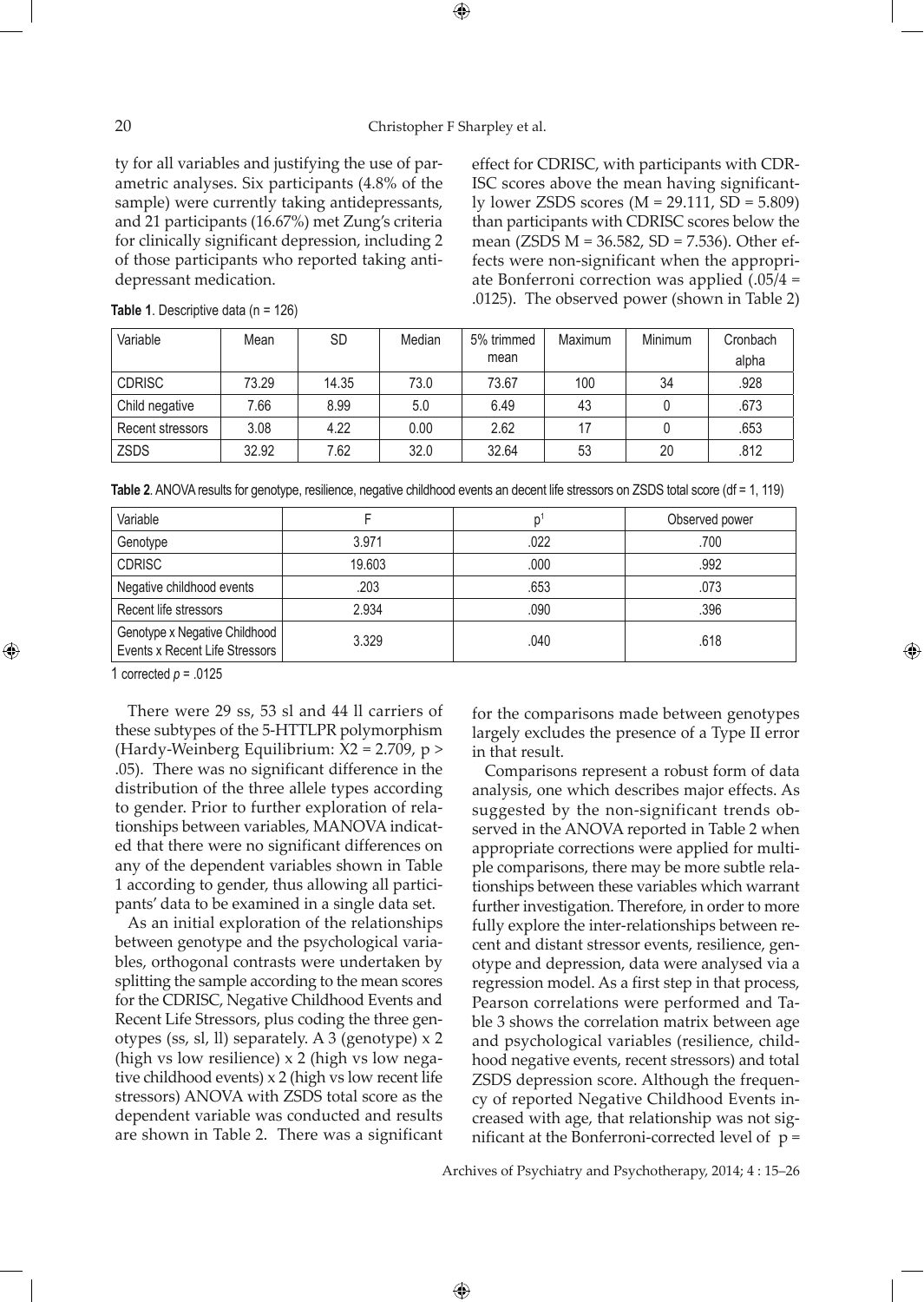ty for all variables and justifying the use of parametric analyses. Six participants (4.8% of the sample) were currently taking antidepressants, and 21 participants (16.67%) met Zung's criteria for clinically significant depression, including 2 of those participants who reported taking antidepressant medication.

**Table 1**. Descriptive data (n = 126)

| Variable | Mean | SD | Median | 5% trimmed mean | Maximum | Minimum | Cronbach alpha |
|---|---|---|---|---|---|---|---|
| CDRISC | 73.29 | 14.35 | 73.0 | 73.67 | 100 | 34 | .928 |
| Child negative | 7.66 | 8.99 | 5.0 | 6.49 | 43 | 0 | .673 |
| Recent stressors | 3.08 | 4.22 | 0.00 | 2.62 | 17 | 0 | .653 |
| ZSDS | 32.92 | 7.62 | 32.0 | 32.64 | 53 | 20 | .812 |

**Table 2**. ANOVA results for genotype, resilience, negative childhood events an decent life stressors on ZSDS total score (df = 1, 119)

| Variable | F | p[1] | Observed power |
|---|---|---|---|
| Genotype | 3.971 | .022 | .700 |
| CDRISC | 19.603 | .000 | .992 |
| Negative childhood events | .203 | .653 | .073 |
| Recent life stressors | 2.934 | .090 | .396 |
| Genotype x Negative Childhood Events x Recent Life Stressors | 3.329 | .040 | .618 |

1 corrected $p = .0125$

There were 29 ss, 53 sl and 44 ll carriers of these subtypes of the 5-HTTLPR polymorphism (Hardy-Weinberg Equilibrium: $X2 = 2.709$, $p > .05$). There was no significant difference in the distribution of the three allele types according to gender. Prior to further exploration of relationships between variables, MANOVA indicated that there were no significant differences on any of the dependent variables shown in Table 1 according to gender, thus allowing all participants' data to be examined in a single data set.

As an initial exploration of the relationships between genotype and the psychological variables, orthogonal contrasts were undertaken by splitting the sample according to the mean scores for the CDRISC, Negative Childhood Events and Recent Life Stressors, plus coding the three genotypes (ss, sl, ll) separately. A 3 (genotype) x 2 (high vs low resilience) x 2 (high vs low negative childhood events) x 2 (high vs low recent life stressors) ANOVA with ZSDS total score as the dependent variable was conducted and results are shown in Table 2. There was a significant effect for CDRISC, with participants with CDRISC scores above the mean having significantly lower ZSDS scores ($M = 29.111$, $SD = 5.809$) than participants with CDRISC scores below the mean (ZSDS $M = 36.582$, $SD = 7.536$). Other effects were non-significant when the appropriate Bonferroni correction was applied ($.05/4 = .0125$). The observed power (shown in Table 2) for the comparisons made between genotypes largely excludes the presence of a Type II error in that result.

Comparisons represent a robust form of data analysis, one which describes major effects. As suggested by the non-significant trends observed in the ANOVA reported in Table 2 when appropriate corrections were applied for multiple comparisons, there may be more subtle relationships between these variables which warrant further investigation. Therefore, in order to more fully explore the inter-relationships between recent and distant stressor events, resilience, genotype and depression, data were analysed via a regression model. As a first step in that process, Pearson correlations were performed and Table 3 shows the correlation matrix between age and psychological variables (resilience, childhood negative events, recent stressors) and total ZSDS depression score. Although the frequency of reported Negative Childhood Events increased with age, that relationship was not significant at the Bonferroni-corrected level of $p =$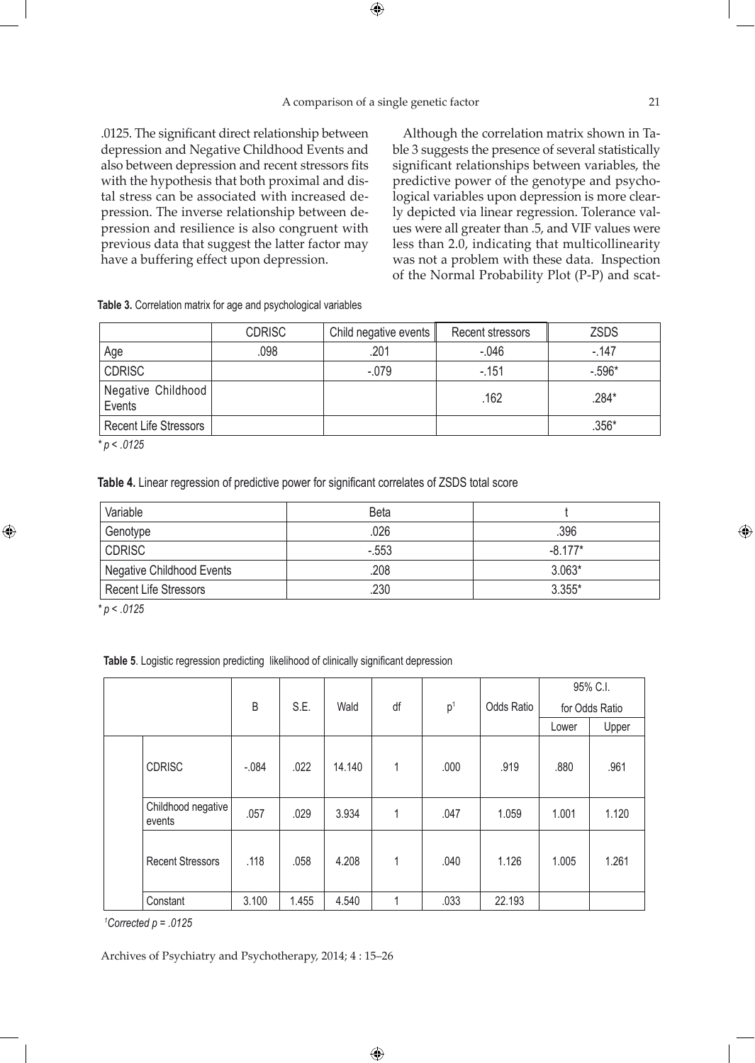.0125. The significant direct relationship between depression and Negative Childhood Events and also between depression and recent stressors fits with the hypothesis that both proximal and distal stress can be associated with increased depression. The inverse relationship between depression and resilience is also congruent with previous data that suggest the latter factor may have a buffering effect upon depression.

Although the correlation matrix shown in Table 3 suggests the presence of several statistically significant relationships between variables, the predictive power of the genotype and psychological variables upon depression is more clearly depicted via linear regression. Tolerance values were all greater than .5, and VIF values were less than 2.0, indicating that multicollinearity was not a problem with these data. Inspection of the Normal Probability Plot (P-P) and scat-

**Table 3.** Correlation matrix for age and psychological variables

| | CDRISC | Child negative events | Recent stressors | ZSDS |
|---|---|---|---|---|
| Age | .098 | .201 | -.046 | -.147 |
| CDRISC | | -.079 | -.151 | -.596* |
| Negative Childhood Events | | | .162 | .284* |
| Recent Life Stressors | | | | .356* |

* *p < .0125*

**Table 4.** Linear regression of predictive power for significant correlates of ZSDS total score

| Variable | Beta | t |
|---|---|---|
| Genotype | .026 | .396 |
| CDRISC | -.553 | -8.177* |
| Negative Childhood Events | .208 | 3.063* |
| Recent Life Stressors | .230 | 3.355* |

* *p < .0125*

**Table 5**. Logistic regression predicting likelihood of clinically significant depression

| | | B | S.E. | Wald | df | p[1] | Odds Ratio | 95% C.I. for Odds Ratio | |
|---|---|---|---|---|---|---|---|---|---|
| | | | | | | | | Lower | Upper |
| | CDRISC | -.084 | .022 | 14.140 | 1 | .000 | .919 | .880 | .961 |
| | Childhood negative events | .057 | .029 | 3.934 | 1 | .047 | 1.059 | 1.001 | 1.120 |
| | Recent Stressors | .118 | .058 | 4.208 | 1 | .040 | 1.126 | 1.005 | 1.261 |
| | Constant | 3.100 | 1.455 | 4.540 | 1 | .033 | 22.193 | | |

[1]*Corrected p = .0125*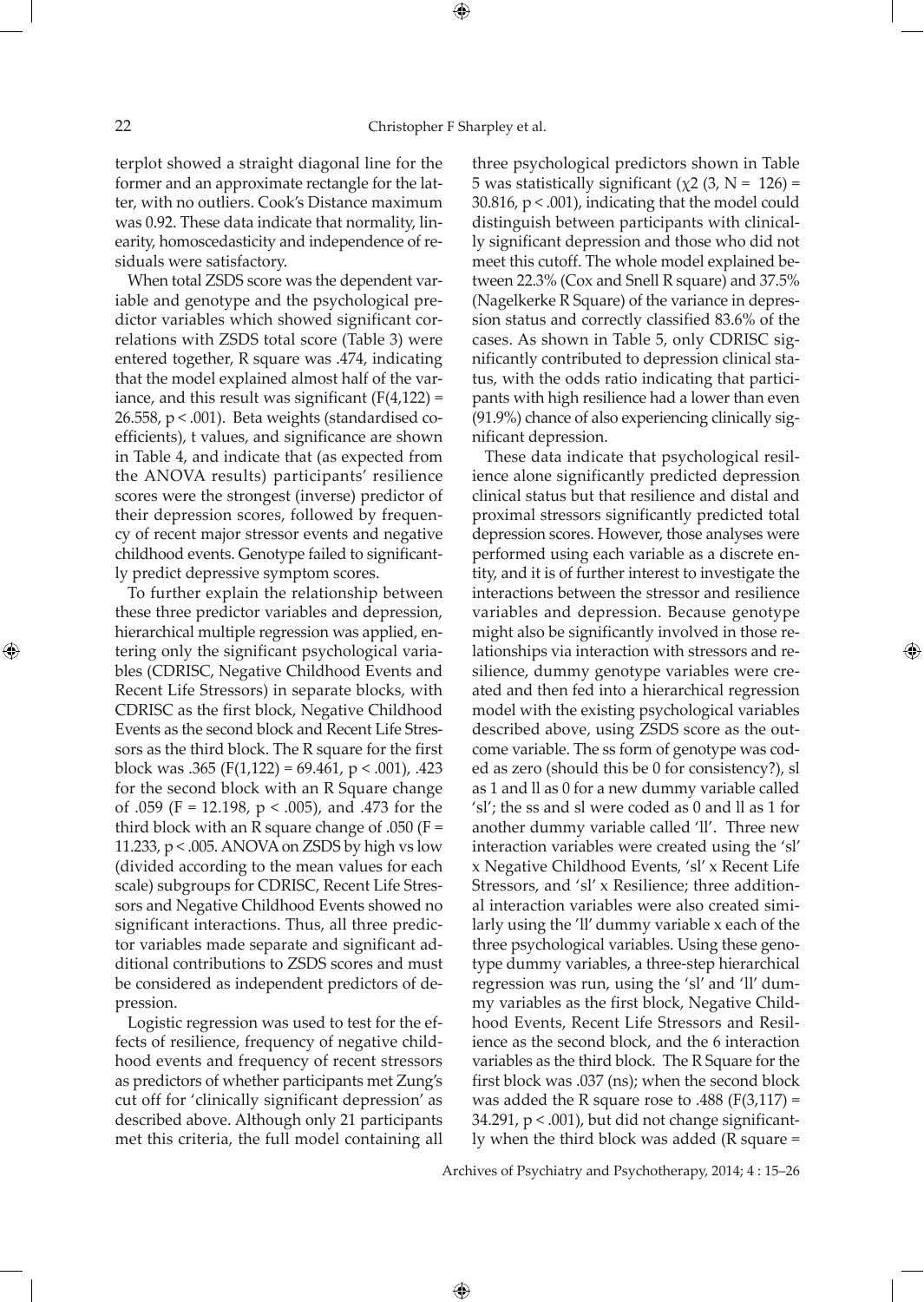terplot showed a straight diagonal line for the former and an approximate rectangle for the latter, with no outliers. Cook's Distance maximum was 0.92. These data indicate that normality, linearity, homoscedasticity and independence of residuals were satisfactory.

When total ZSDS score was the dependent variable and genotype and the psychological predictor variables which showed significant correlations with ZSDS total score (Table 3) were entered together, R square was .474, indicating that the model explained almost half of the variance, and this result was significant ($F(4,122) = 26.558$, $p < .001$). Beta weights (standardised coefficients), t values, and significance are shown in Table 4, and indicate that (as expected from the ANOVA results) participants' resilience scores were the strongest (inverse) predictor of their depression scores, followed by frequency of recent major stressor events and negative childhood events. Genotype failed to significantly predict depressive symptom scores.

To further explain the relationship between these three predictor variables and depression, hierarchical multiple regression was applied, entering only the significant psychological variables (CDRISC, Negative Childhood Events and Recent Life Stressors) in separate blocks, with CDRISC as the first block, Negative Childhood Events as the second block and Recent Life Stressors as the third block. The R square for the first block was .365 ($F(1,122) = 69.461$, $p < .001$), .423 for the second block with an R Square change of .059 ($F = 12.198$, $p < .005$), and .473 for the third block with an R square change of .050 ($F = 11.233$, $p < .005$. ANOVA on ZSDS by high vs low (divided according to the mean values for each scale) subgroups for CDRISC, Recent Life Stressors and Negative Childhood Events showed no significant interactions. Thus, all three predictor variables made separate and significant additional contributions to ZSDS scores and must be considered as independent predictors of depression.

Logistic regression was used to test for the effects of resilience, frequency of negative childhood events and frequency of recent stressors as predictors of whether participants met Zung's cut off for 'clinically significant depression' as described above. Although only 21 participants met this criteria, the full model containing all three psychological predictors shown in Table 5 was statistically significant ($\chi2$ (3, N = 126) = 30.816, $p < .001$), indicating that the model could distinguish between participants with clinically significant depression and those who did not meet this cutoff. The whole model explained between 22.3% (Cox and Snell R square) and 37.5% (Nagelkerke R Square) of the variance in depression status and correctly classified 83.6% of the cases. As shown in Table 5, only CDRISC significantly contributed to depression clinical status, with the odds ratio indicating that participants with high resilience had a lower than even (91.9%) chance of also experiencing clinically significant depression.

These data indicate that psychological resilience alone significantly predicted depression clinical status but that resilience and distal and proximal stressors significantly predicted total depression scores. However, those analyses were performed using each variable as a discrete entity, and it is of further interest to investigate the interactions between the stressor and resilience variables and depression. Because genotype might also be significantly involved in those relationships via interaction with stressors and resilience, dummy genotype variables were created and then fed into a hierarchical regression model with the existing psychological variables described above, using ZSDS score as the outcome variable. The ss form of genotype was coded as zero (should this be 0 for consistency?), sl as 1 and ll as 0 for a new dummy variable called 'sl'; the ss and sl were coded as 0 and ll as 1 for another dummy variable called 'll'. Three new interaction variables were created using the 'sl' x Negative Childhood Events, 'sl' x Recent Life Stressors, and 'sl' x Resilience; three additional interaction variables were also created similarly using the 'll' dummy variable x each of the three psychological variables. Using these genotype dummy variables, a three-step hierarchical regression was run, using the 'sl' and 'll' dummy variables as the first block, Negative Childhood Events, Recent Life Stressors and Resilience as the second block, and the 6 interaction variables as the third block. The R Square for the first block was .037 (ns); when the second block was added the R square rose to .488 ($F(3,117) = 34.291$, $p < .001$), but did not change significantly when the third block was added (R square =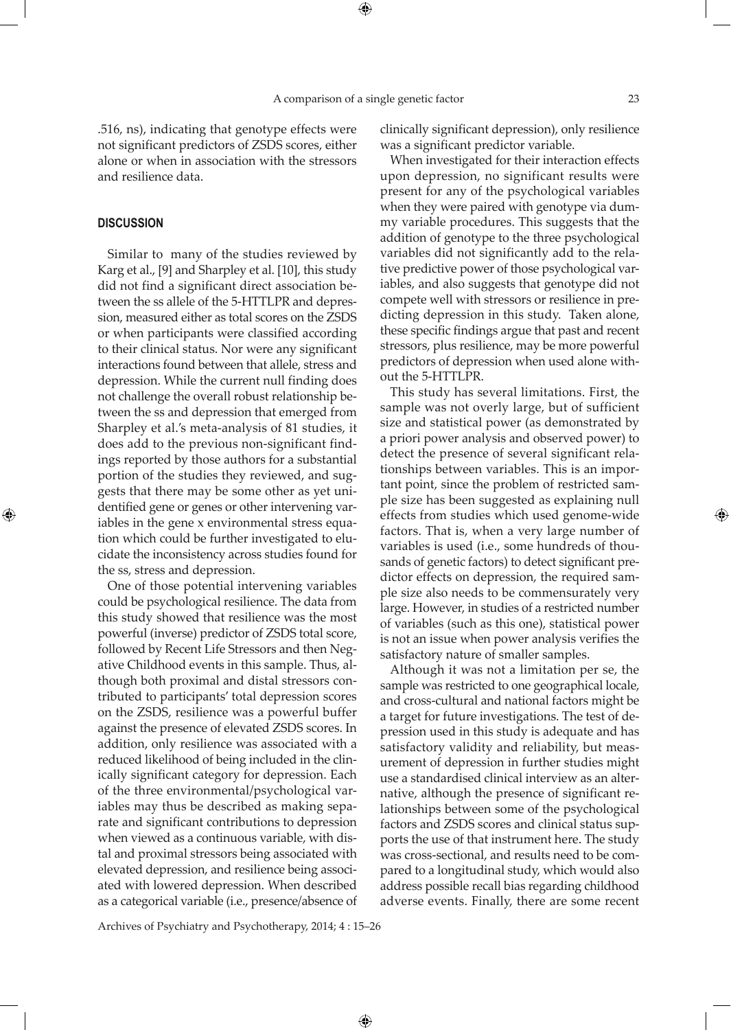.516, ns), indicating that genotype effects were not significant predictors of ZSDS scores, either alone or when in association with the stressors and resilience data.

## DISCUSSION

Similar to many of the studies reviewed by Karg et al., [9] and Sharpley et al. [10], this study did not find a significant direct association between the ss allele of the 5-HTTLPR and depression, measured either as total scores on the ZSDS or when participants were classified according to their clinical status. Nor were any significant interactions found between that allele, stress and depression. While the current null finding does not challenge the overall robust relationship between the ss and depression that emerged from Sharpley et al.'s meta-analysis of 81 studies, it does add to the previous non-significant findings reported by those authors for a substantial portion of the studies they reviewed, and suggests that there may be some other as yet unidentified gene or genes or other intervening variables in the gene x environmental stress equation which could be further investigated to elucidate the inconsistency across studies found for the ss, stress and depression.

One of those potential intervening variables could be psychological resilience. The data from this study showed that resilience was the most powerful (inverse) predictor of ZSDS total score, followed by Recent Life Stressors and then Negative Childhood events in this sample. Thus, although both proximal and distal stressors contributed to participants' total depression scores on the ZSDS, resilience was a powerful buffer against the presence of elevated ZSDS scores. In addition, only resilience was associated with a reduced likelihood of being included in the clinically significant category for depression. Each of the three environmental/psychological variables may thus be described as making separate and significant contributions to depression when viewed as a continuous variable, with distal and proximal stressors being associated with elevated depression, and resilience being associated with lowered depression. When described as a categorical variable (i.e., presence/absence of clinically significant depression), only resilience was a significant predictor variable.

When investigated for their interaction effects upon depression, no significant results were present for any of the psychological variables when they were paired with genotype via dummy variable procedures. This suggests that the addition of genotype to the three psychological variables did not significantly add to the relative predictive power of those psychological variables, and also suggests that genotype did not compete well with stressors or resilience in predicting depression in this study. Taken alone, these specific findings argue that past and recent stressors, plus resilience, may be more powerful predictors of depression when used alone without the 5-HTTLPR.

This study has several limitations. First, the sample was not overly large, but of sufficient size and statistical power (as demonstrated by a priori power analysis and observed power) to detect the presence of several significant relationships between variables. This is an important point, since the problem of restricted sample size has been suggested as explaining null effects from studies which used genome-wide factors. That is, when a very large number of variables is used (i.e., some hundreds of thousands of genetic factors) to detect significant predictor effects on depression, the required sample size also needs to be commensurately very large. However, in studies of a restricted number of variables (such as this one), statistical power is not an issue when power analysis verifies the satisfactory nature of smaller samples.

Although it was not a limitation per se, the sample was restricted to one geographical locale, and cross-cultural and national factors might be a target for future investigations. The test of depression used in this study is adequate and has satisfactory validity and reliability, but measurement of depression in further studies might use a standardised clinical interview as an alternative, although the presence of significant relationships between some of the psychological factors and ZSDS scores and clinical status supports the use of that instrument here. The study was cross-sectional, and results need to be compared to a longitudinal study, which would also address possible recall bias regarding childhood adverse events. Finally, there are some recent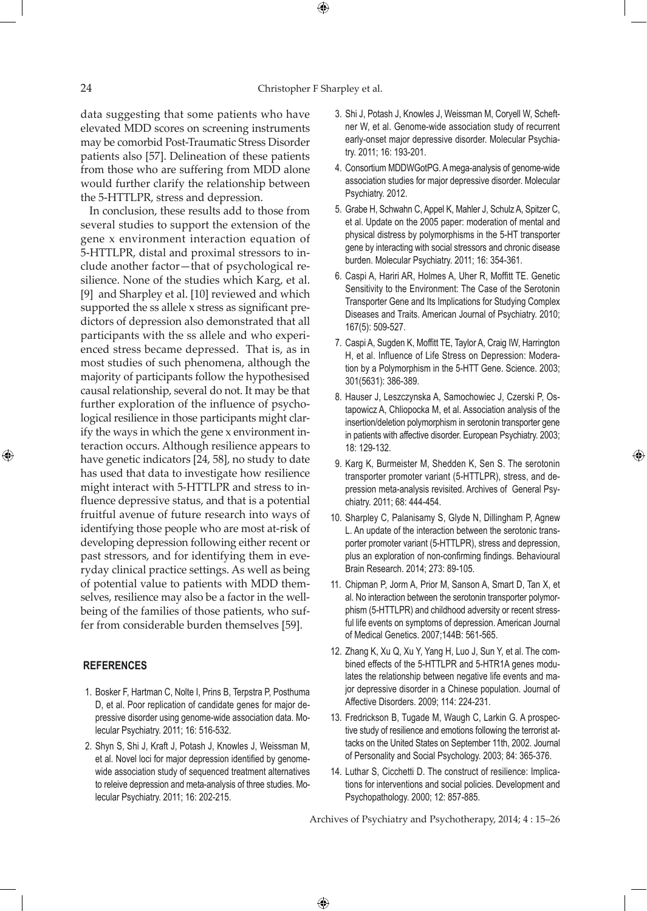data suggesting that some patients who have elevated MDD scores on screening instruments may be comorbid Post-Traumatic Stress Disorder patients also [57]. Delineation of these patients from those who are suffering from MDD alone would further clarify the relationship between the 5-HTTLPR, stress and depression.

In conclusion, these results add to those from several studies to support the extension of the gene x environment interaction equation of 5-HTTLPR, distal and proximal stressors to include another factor—that of psychological resilience. None of the studies which Karg, et al. [9] and Sharpley et al. [10] reviewed and which supported the ss allele x stress as significant predictors of depression also demonstrated that all participants with the ss allele and who experienced stress became depressed. That is, as in most studies of such phenomena, although the majority of participants follow the hypothesised causal relationship, several do not. It may be that further exploration of the influence of psychological resilience in those participants might clarify the ways in which the gene x environment interaction occurs. Although resilience appears to have genetic indicators [24, 58], no study to date has used that data to investigate how resilience might interact with 5-HTTLPR and stress to influence depressive status, and that is a potential fruitful avenue of future research into ways of identifying those people who are most at-risk of developing depression following either recent or past stressors, and for identifying them in everyday clinical practice settings. As well as being of potential value to patients with MDD themselves, resilience may also be a factor in the wellbeing of the families of those patients, who suffer from considerable burden themselves [59].

## REFERENCES

1. Bosker F, Hartman C, Nolte I, Prins B, Terpstra P, Posthuma D, et al. Poor replication of candidate genes for major depressive disorder using genome-wide association data. Molecular Psychiatry. 2011; 16: 516-532.
2. Shyn S, Shi J, Kraft J, Potash J, Knowles J, Weissman M, et al. Novel loci for major depression identified by genome-wide association study of sequenced treatment alternatives to releive depression and meta-analysis of three studies. Molecular Psychiatry. 2011; 16: 202-215.
3. Shi J, Potash J, Knowles J, Weissman M, Coryell W, Scheftner W, et al. Genome-wide association study of recurrent early-onset major depressive disorder. Molecular Psychiatry. 2011; 16: 193-201.
4. Consortium MDDWGotPG. A mega-analysis of genome-wide association studies for major depressive disorder. Molecular Psychiatry. 2012.
5. Grabe H, Schwahn C, Appel K, Mahler J, Schulz A, Spitzer C, et al. Update on the 2005 paper: moderation of mental and physical distress by polymorphisms in the 5-HT transporter gene by interacting with social stressors and chronic disease burden. Molecular Psychiatry. 2011; 16: 354-361.
6. Caspi A, Hariri AR, Holmes A, Uher R, Moffitt TE. Genetic Sensitivity to the Environment: The Case of the Serotonin Transporter Gene and Its Implications for Studying Complex Diseases and Traits. American Journal of Psychiatry. 2010; 167(5): 509-527.
7. Caspi A, Sugden K, Moffitt TE, Taylor A, Craig IW, Harrington H, et al. Influence of Life Stress on Depression: Moderation by a Polymorphism in the 5-HTT Gene. Science. 2003; 301(5631): 386-389.
8. Hauser J, Leszczynska A, Samochowiec J, Czerski P, Ostapowicz A, Chliopocka M, et al. Association analysis of the insertion/deletion polymorphism in serotonin transporter gene in patients with affective disorder. European Psychiatry. 2003; 18: 129-132.
9. Karg K, Burmeister M, Shedden K, Sen S. The serotonin transporter promoter variant (5-HTTLPR), stress, and depression meta-analysis revisited. Archives of General Psychiatry. 2011; 68: 444-454.
10. Sharpley C, Palanisamy S, Glyde N, Dillingham P, Agnew L. An update of the interaction between the serotonic transporter promoter variant (5-HTTLPR), stress and depression, plus an exploration of non-confirming findings. Behavioural Brain Research. 2014; 273: 89-105.
11. Chipman P, Jorm A, Prior M, Sanson A, Smart D, Tan X, et al. No interaction between the serotonin transporter polymorphism (5-HTTLPR) and childhood adversity or recent stressful life events on symptoms of depression. American Journal of Medical Genetics. 2007;144B: 561-565.
12. Zhang K, Xu Q, Xu Y, Yang H, Luo J, Sun Y, et al. The combined effects of the 5-HTTLPR and 5-HTR1A genes modulates the relationship between negative life events and major depressive disorder in a Chinese population. Journal of Affective Disorders. 2009; 114: 224-231.
13. Fredrickson B, Tugade M, Waugh C, Larkin G. A prospective study of resilience and emotions following the terrorist attacks on the United States on September 11th, 2002. Journal of Personality and Social Psychology. 2003; 84: 365-376.
14. Luthar S, Cicchetti D. The construct of resilience: Implications for interventions and social policies. Development and Psychopathology. 2000; 12: 857-885.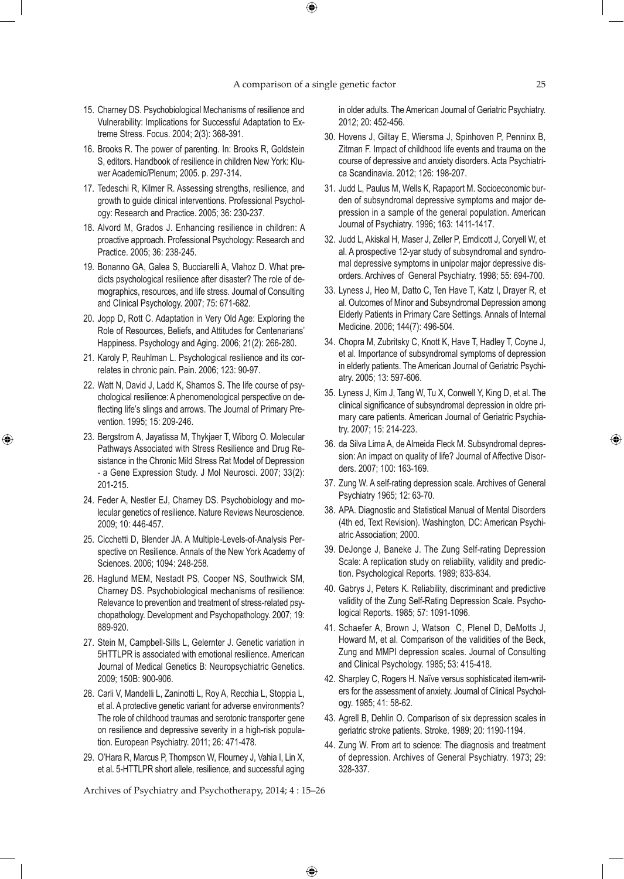15. Charney DS. Psychobiological Mechanisms of resilience and Vulnerability: Implications for Successful Adaptation to Extreme Stress. Focus. 2004; 2(3): 368-391.
16. Brooks R. The power of parenting. In: Brooks R, Goldstein S, editors. Handbook of resilience in children New York: Kluwer Academic/Plenum; 2005. p. 297-314.
17. Tedeschi R, Kilmer R. Assessing strengths, resilience, and growth to guide clinical interventions. Professional Psychology: Research and Practice. 2005; 36: 230-237.
18. Alvord M, Grados J. Enhancing resilience in children: A proactive approach. Professional Psychology: Research and Practice. 2005; 36: 238-245.
19. Bonanno GA, Galea S, Bucciarelli A, Vlahoz D. What predicts psychological resilience after disaster? The role of demographics, resources, and life stress. Journal of Consulting and Clinical Psychology. 2007; 75: 671-682.
20. Jopp D, Rott C. Adaptation in Very Old Age: Exploring the Role of Resources, Beliefs, and Attitudes for Centenarians' Happiness. Psychology and Aging. 2006; 21(2): 266-280.
21. Karoly P, Reuhlman L. Psychological resilience and its correlates in chronic pain. Pain. 2006; 123: 90-97.
22. Watt N, David J, Ladd K, Shamos S. The life course of psychological resilience: A phenomenological perspective on deflecting life's slings and arrows. The Journal of Primary Prevention. 1995; 15: 209-246.
23. Bergstrom A, Jayatissa M, Thykjaer T, Wiborg O. Molecular Pathways Associated with Stress Resilience and Drug Resistance in the Chronic Mild Stress Rat Model of Depression - a Gene Expression Study. J Mol Neurosci. 2007; 33(2): 201-215.
24. Feder A, Nestler EJ, Charney DS. Psychobiology and molecular genetics of resilience. Nature Reviews Neuroscience. 2009; 10: 446-457.
25. Cicchetti D, Blender JA. A Multiple-Levels-of-Analysis Perspective on Resilience. Annals of the New York Academy of Sciences. 2006; 1094: 248-258.
26. Haglund MEM, Nestadt PS, Cooper NS, Southwick SM, Charney DS. Psychobiological mechanisms of resilience: Relevance to prevention and treatment of stress-related psychopathology. Development and Psychopathology. 2007; 19: 889-920.
27. Stein M, Campbell-Sills L, Gelernter J. Genetic variation in 5HTTLPR is associated with emotional resilience. American Journal of Medical Genetics B: Neuropsychiatric Genetics. 2009; 150B: 900-906.
28. Carli V, Mandelli L, Zaninotti L, Roy A, Recchia L, Stoppia L, et al. A protective genetic variant for adverse environments? The role of childhood traumas and serotonic transporter gene on resilience and depressive severity in a high-risk population. European Psychiatry. 2011; 26: 471-478.
29. O'Hara R, Marcus P, Thompson W, Flourney J, Vahia I, Lin X, et al. 5-HTTLPR short allele, resilience, and successful aging in older adults. The American Journal of Geriatric Psychiatry. 2012; 20: 452-456.
30. Hovens J, Giltay E, Wiersma J, Spinhoven P, Penninx B, Zitman F. Impact of childhood life events and trauma on the course of depressive and anxiety disorders. Acta Psychiatrica Scandinavia. 2012; 126: 198-207.
31. Judd L, Paulus M, Wells K, Rapaport M. Socioeconomic burden of subsyndromal depressive symptoms and major depression in a sample of the general population. American Journal of Psychiatry. 1996; 163: 1411-1417.
32. Judd L, Akiskal H, Maser J, Zeller P, Emdicott J, Coryell W, et al. A prospective 12-yar study of subsyndromal and syndromal depressive symptoms in unipolar major depressive disorders. Archives of General Psychiatry. 1998; 55: 694-700.
33. Lyness J, Heo M, Datto C, Ten Have T, Katz I, Drayer R, et al. Outcomes of Minor and Subsyndromal Depression among Elderly Patients in Primary Care Settings. Annals of Internal Medicine. 2006; 144(7): 496-504.
34. Chopra M, Zubritsky C, Knott K, Have T, Hadley T, Coyne J, et al. Importance of subsyndromal symptoms of depression in elderly patients. The American Journal of Geriatric Psychiatry. 2005; 13: 597-606.
35. Lyness J, Kim J, Tang W, Tu X, Conwell Y, King D, et al. The clinical significance of subsyndromal depression in oldre primary care patients. American Journal of Geriatric Psychiatry. 2007; 15: 214-223.
36. da Silva Lima A, de Almeida Fleck M. Subsyndromal depression: An impact on quality of life? Journal of Affective Disorders. 2007; 100: 163-169.
37. Zung W. A self-rating depression scale. Archives of General Psychiatry 1965; 12: 63-70.
38. APA. Diagnostic and Statistical Manual of Mental Disorders (4th ed, Text Revision). Washington, DC: American Psychiatric Association; 2000.
39. DeJonge J, Baneke J. The Zung Self-rating Depression Scale: A replication study on reliability, validity and prediction. Psychological Reports. 1989; 833-834.
40. Gabrys J, Peters K. Reliability, discriminant and predictive validity of the Zung Self-Rating Depression Scale. Psychological Reports. 1985; 57: 1091-1096.
41. Schaefer A, Brown J, Watson C, Plenel D, DeMotts J, Howard M, et al. Comparison of the validities of the Beck, Zung and MMPI depression scales. Journal of Consulting and Clinical Psychology. 1985; 53: 415-418.
42. Sharpley C, Rogers H. Naïve versus sophisticated item-writers for the assessment of anxiety. Journal of Clinical Psychology. 1985; 41: 58-62.
43. Agrell B, Dehlin O. Comparison of six depression scales in geriatric stroke patients. Stroke. 1989; 20: 1190-1194.
44. Zung W. From art to science: The diagnosis and treatment of depression. Archives of General Psychiatry. 1973; 29: 328-337.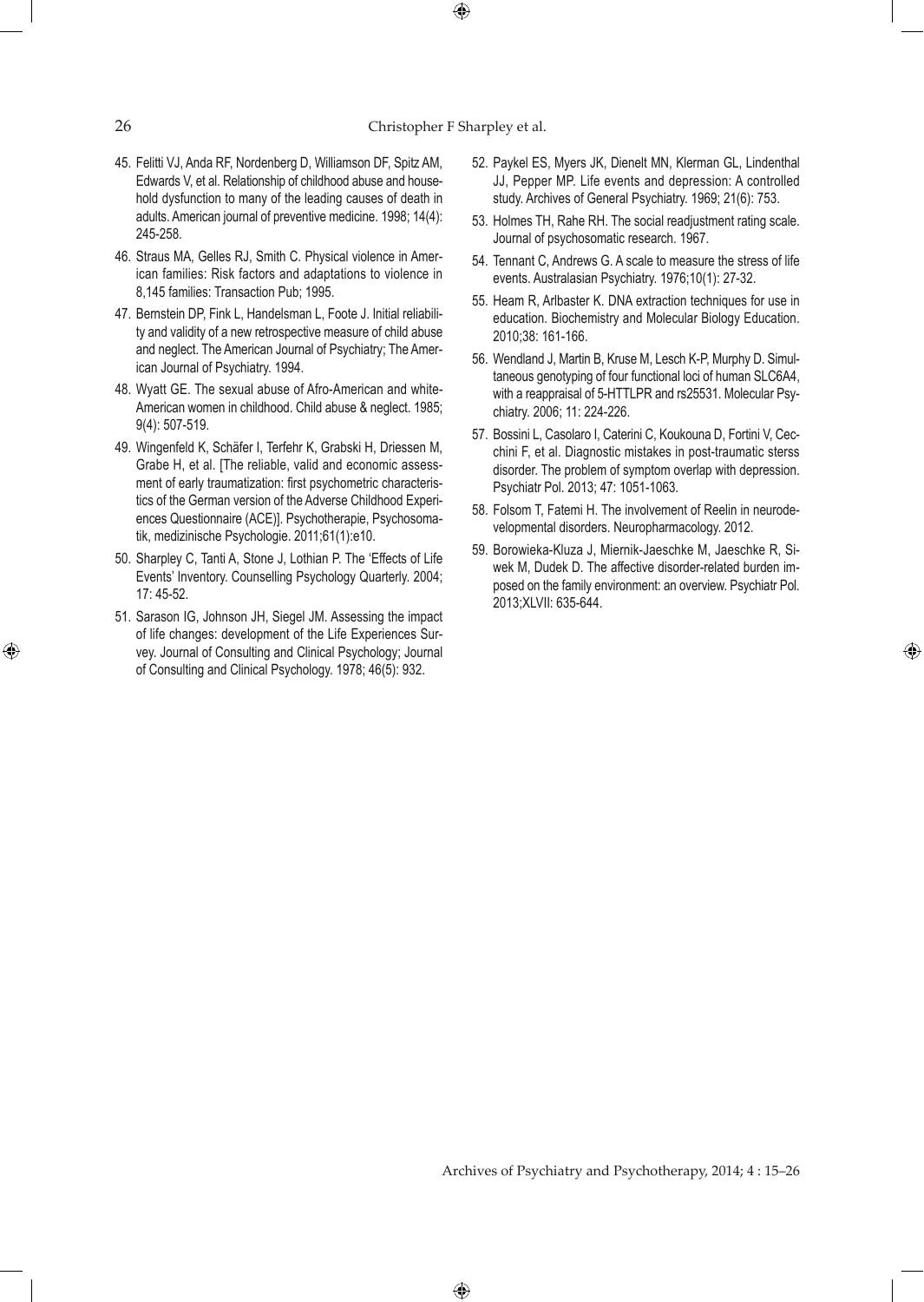45. Felitti VJ, Anda RF, Nordenberg D, Williamson DF, Spitz AM, Edwards V, et al. Relationship of childhood abuse and household dysfunction to many of the leading causes of death in adults. American journal of preventive medicine. 1998; 14(4): 245-258.
46. Straus MA, Gelles RJ, Smith C. Physical violence in American families: Risk factors and adaptations to violence in 8,145 families: Transaction Pub; 1995.
47. Bernstein DP, Fink L, Handelsman L, Foote J. Initial reliability and validity of a new retrospective measure of child abuse and neglect. The American Journal of Psychiatry; The American Journal of Psychiatry. 1994.
48. Wyatt GE. The sexual abuse of Afro-American and white-American women in childhood. Child abuse & neglect. 1985; 9(4): 507-519.
49. Wingenfeld K, Schäfer I, Terfehr K, Grabski H, Driessen M, Grabe H, et al. [The reliable, valid and economic assessment of early traumatization: first psychometric characteristics of the German version of the Adverse Childhood Experiences Questionnaire (ACE)]. Psychotherapie, Psychosomatik, medizinische Psychologie. 2011;61(1):e10.
50. Sharpley C, Tanti A, Stone J, Lothian P. The 'Effects of Life Events' Inventory. Counselling Psychology Quarterly. 2004; 17: 45-52.
51. Sarason IG, Johnson JH, Siegel JM. Assessing the impact of life changes: development of the Life Experiences Survey. Journal of Consulting and Clinical Psychology; Journal of Consulting and Clinical Psychology. 1978; 46(5): 932.
52. Paykel ES, Myers JK, Dienelt MN, Klerman GL, Lindenthal JJ, Pepper MP. Life events and depression: A controlled study. Archives of General Psychiatry. 1969; 21(6): 753.
53. Holmes TH, Rahe RH. The social readjustment rating scale. Journal of psychosomatic research. 1967.
54. Tennant C, Andrews G. A scale to measure the stress of life events. Australasian Psychiatry. 1976;10(1): 27-32.
55. Heam R, Arlbaster K. DNA extraction techniques for use in education. Biochemistry and Molecular Biology Education. 2010;38: 161-166.
56. Wendland J, Martin B, Kruse M, Lesch K-P, Murphy D. Simultaneous genotyping of four functional loci of human SLC6A4, with a reappraisal of 5-HTTLPR and rs25531. Molecular Psychiatry. 2006; 11: 224-226.
57. Bossini L, Casolaro I, Caterini C, Koukouna D, Fortini V, Cecchini F, et al. Diagnostic mistakes in post-traumatic sterss disorder. The problem of symptom overlap with depression. Psychiatr Pol. 2013; 47: 1051-1063.
58. Folsom T, Fatemi H. The involvement of Reelin in neurodevelopmental disorders. Neuropharmacology. 2012.
59. Borowieka-Kluza J, Miernik-Jaeschke M, Jaeschke R, Siwek M, Dudek D. The affective disorder-related burden imposed on the family environment: an overview. Psychiatr Pol. 2013;XLVII: 635-644.